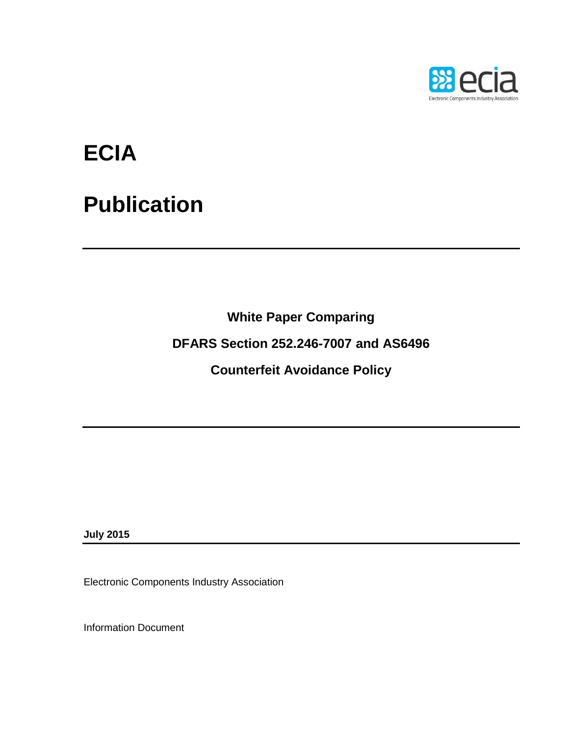# ECIA

# Publication

---

**White Paper Comparing**

**DFARS Section 252.246-7007 and AS6496**

**Counterfeit Avoidance Policy**

---

**July 2015**

Electronic Components Industry Association

Information Document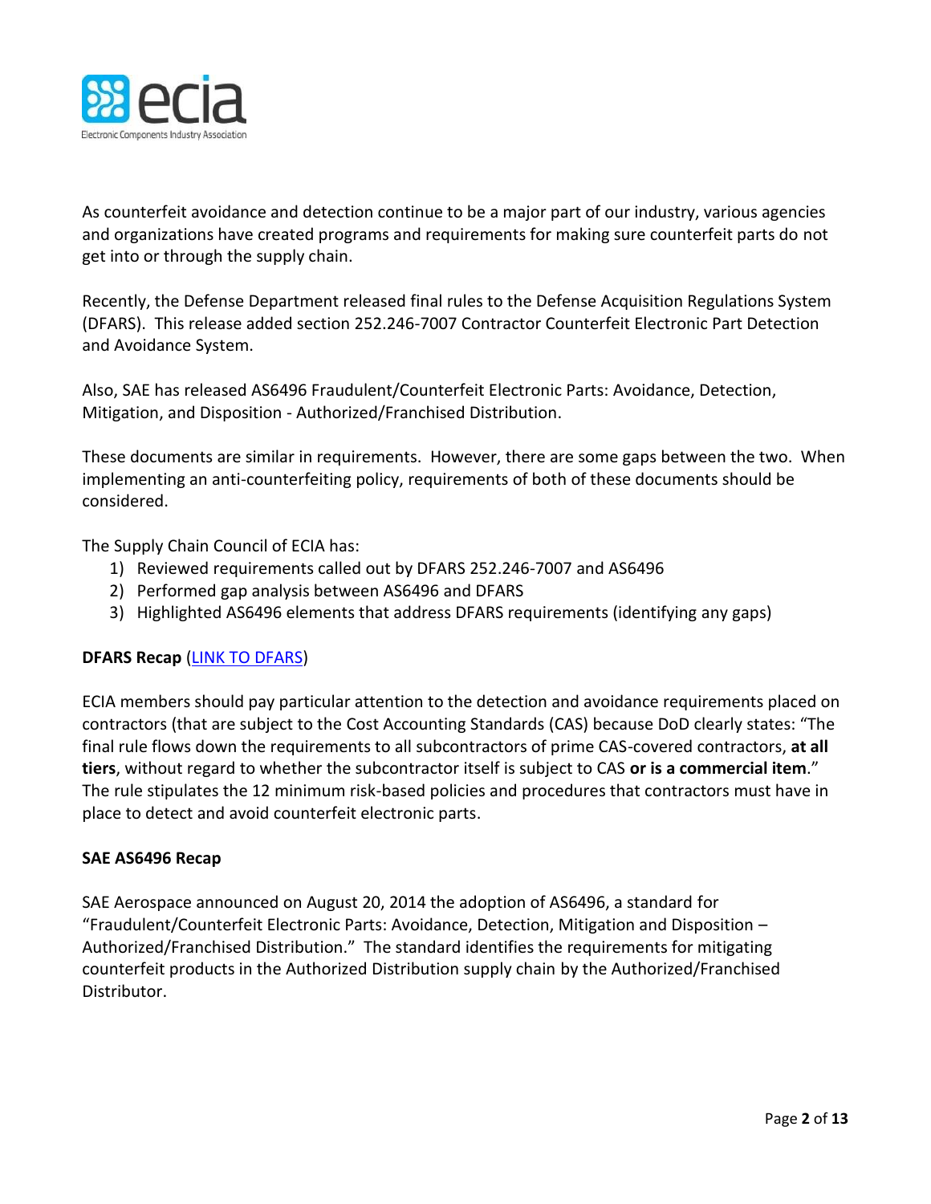As counterfeit avoidance and detection continue to be a major part of our industry, various agencies and organizations have created programs and requirements for making sure counterfeit parts do not get into or through the supply chain.

Recently, the Defense Department released final rules to the Defense Acquisition Regulations System (DFARS). This release added section 252.246-7007 Contractor Counterfeit Electronic Part Detection and Avoidance System.

Also, SAE has released AS6496 Fraudulent/Counterfeit Electronic Parts: Avoidance, Detection, Mitigation, and Disposition - Authorized/Franchised Distribution.

These documents are similar in requirements. However, there are some gaps between the two. When implementing an anti-counterfeiting policy, requirements of both of these documents should be considered.

The Supply Chain Council of ECIA has:

1) Reviewed requirements called out by DFARS 252.246-7007 and AS6496
2) Performed gap analysis between AS6496 and DFARS
3) Highlighted AS6496 elements that address DFARS requirements (identifying any gaps)

**DFARS Recap** (LINK TO DFARS)

ECIA members should pay particular attention to the detection and avoidance requirements placed on contractors (that are subject to the Cost Accounting Standards (CAS) because DoD clearly states: "The final rule flows down the requirements to all subcontractors of prime CAS-covered contractors, **at all tiers**, without regard to whether the subcontractor itself is subject to CAS **or is a commercial item**." The rule stipulates the 12 minimum risk-based policies and procedures that contractors must have in place to detect and avoid counterfeit electronic parts.

**SAE AS6496 Recap**

SAE Aerospace announced on August 20, 2014 the adoption of AS6496, a standard for "Fraudulent/Counterfeit Electronic Parts: Avoidance, Detection, Mitigation and Disposition – Authorized/Franchised Distribution." The standard identifies the requirements for mitigating counterfeit products in the Authorized Distribution supply chain by the Authorized/Franchised Distributor.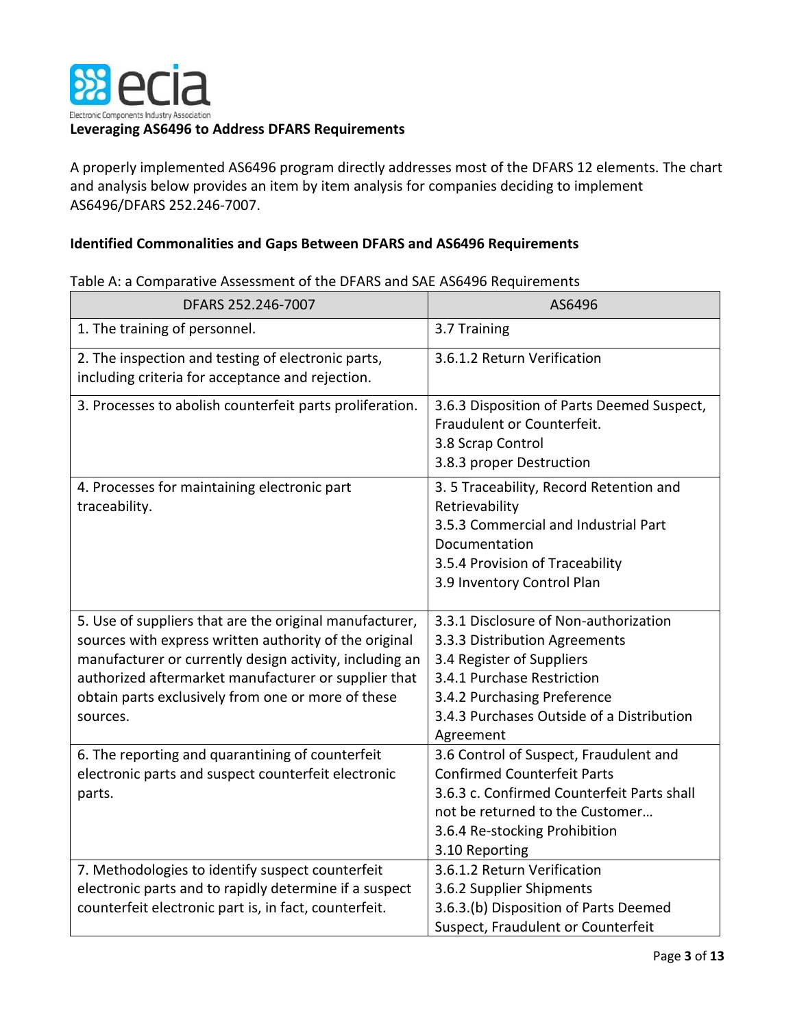**Leveraging AS6496 to Address DFARS Requirements**

A properly implemented AS6496 program directly addresses most of the DFARS 12 elements. The chart and analysis below provides an item by item analysis for companies deciding to implement AS6496/DFARS 252.246-7007.

**Identified Commonalities and Gaps Between DFARS and AS6496 Requirements**

Table A: a Comparative Assessment of the DFARS and SAE AS6496 Requirements

| DFARS 252.246-7007 | AS6496 |
|---|---|
| 1. The training of personnel. | 3.7 Training |
| 2. The inspection and testing of electronic parts, including criteria for acceptance and rejection. | 3.6.1.2 Return Verification |
| 3. Processes to abolish counterfeit parts proliferation. | 3.6.3 Disposition of Parts Deemed Suspect, Fraudulent or Counterfeit.<br>3.8 Scrap Control<br>3.8.3 proper Destruction |
| 4. Processes for maintaining electronic part traceability. | 3. 5 Traceability, Record Retention and Retrievability<br>3.5.3 Commercial and Industrial Part Documentation<br>3.5.4 Provision of Traceability<br>3.9 Inventory Control Plan |
| 5. Use of suppliers that are the original manufacturer, sources with express written authority of the original manufacturer or currently design activity, including an authorized aftermarket manufacturer or supplier that obtain parts exclusively from one or more of these sources. | 3.3.1 Disclosure of Non-authorization<br>3.3.3 Distribution Agreements<br>3.4 Register of Suppliers<br>3.4.1 Purchase Restriction<br>3.4.2 Purchasing Preference<br>3.4.3 Purchases Outside of a Distribution Agreement |
| 6. The reporting and quarantining of counterfeit electronic parts and suspect counterfeit electronic parts. | 3.6 Control of Suspect, Fraudulent and Confirmed Counterfeit Parts<br>3.6.3 c. Confirmed Counterfeit Parts shall not be returned to the Customer…<br>3.6.4 Re-stocking Prohibition<br>3.10 Reporting |
| 7. Methodologies to identify suspect counterfeit electronic parts and to rapidly determine if a suspect counterfeit electronic part is, in fact, counterfeit. | 3.6.1.2 Return Verification<br>3.6.2 Supplier Shipments<br>3.6.3.(b) Disposition of Parts Deemed Suspect, Fraudulent or Counterfeit |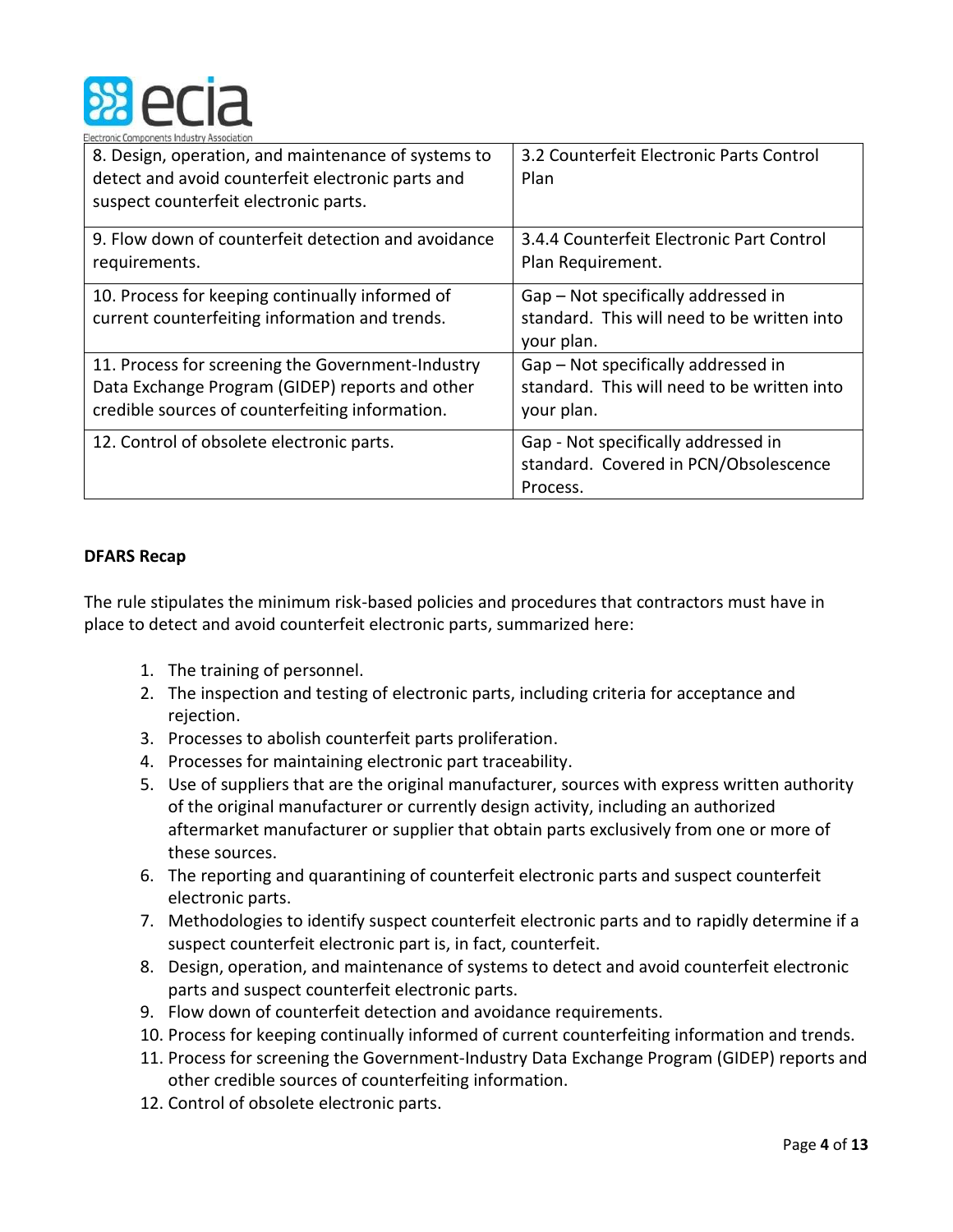| | |
|---|---|
| 8. Design, operation, and maintenance of systems to detect and avoid counterfeit electronic parts and suspect counterfeit electronic parts. | 3.2 Counterfeit Electronic Parts Control Plan |
| 9. Flow down of counterfeit detection and avoidance requirements. | 3.4.4 Counterfeit Electronic Part Control Plan Requirement. |
| 10. Process for keeping continually informed of current counterfeiting information and trends. | Gap – Not specifically addressed in standard. This will need to be written into your plan. |
| 11. Process for screening the Government-Industry Data Exchange Program (GIDEP) reports and other credible sources of counterfeiting information. | Gap – Not specifically addressed in standard. This will need to be written into your plan. |
| 12. Control of obsolete electronic parts. | Gap - Not specifically addressed in standard. Covered in PCN/Obsolescence Process. |

**DFARS Recap**

The rule stipulates the minimum risk-based policies and procedures that contractors must have in place to detect and avoid counterfeit electronic parts, summarized here:

1. The training of personnel.
2. The inspection and testing of electronic parts, including criteria for acceptance and rejection.
3. Processes to abolish counterfeit parts proliferation.
4. Processes for maintaining electronic part traceability.
5. Use of suppliers that are the original manufacturer, sources with express written authority of the original manufacturer or currently design activity, including an authorized aftermarket manufacturer or supplier that obtain parts exclusively from one or more of these sources.
6. The reporting and quarantining of counterfeit electronic parts and suspect counterfeit electronic parts.
7. Methodologies to identify suspect counterfeit electronic parts and to rapidly determine if a suspect counterfeit electronic part is, in fact, counterfeit.
8. Design, operation, and maintenance of systems to detect and avoid counterfeit electronic parts and suspect counterfeit electronic parts.
9. Flow down of counterfeit detection and avoidance requirements.
10. Process for keeping continually informed of current counterfeiting information and trends.
11. Process for screening the Government-Industry Data Exchange Program (GIDEP) reports and other credible sources of counterfeiting information.
12. Control of obsolete electronic parts.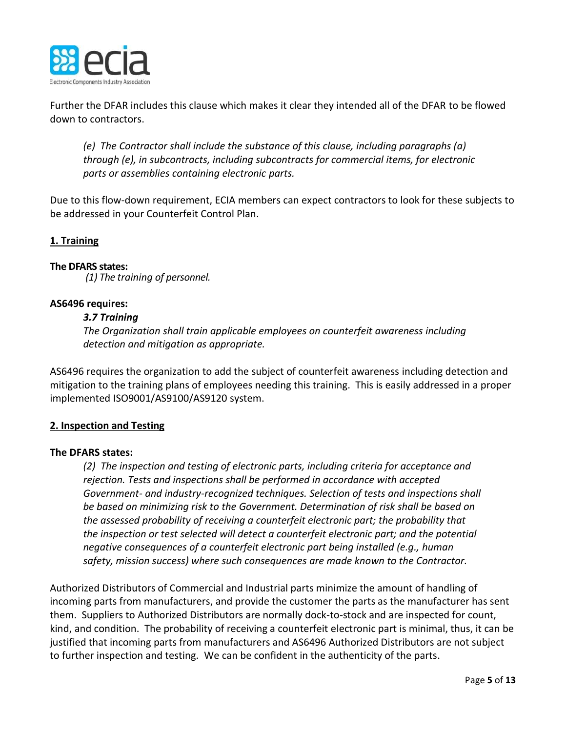Further the DFAR includes this clause which makes it clear they intended all of the DFAR to be flowed down to contractors.

> *(e) The Contractor shall include the substance of this clause, including paragraphs (a) through (e), in subcontracts, including subcontracts for commercial items, for electronic parts or assemblies containing electronic parts.*

Due to this flow-down requirement, ECIA members can expect contractors to look for these subjects to be addressed in your Counterfeit Control Plan.

## 1. Training

**The DFARS states:**

> *(1) The training of personnel.*

**AS6496 requires:**

> ***3.7 Training***
>
> *The Organization shall train applicable employees on counterfeit awareness including detection and mitigation as appropriate.*

AS6496 requires the organization to add the subject of counterfeit awareness including detection and mitigation to the training plans of employees needing this training. This is easily addressed in a proper implemented ISO9001/AS9100/AS9120 system.

## 2. Inspection and Testing

**The DFARS states:**

> *(2) The inspection and testing of electronic parts, including criteria for acceptance and rejection. Tests and inspections shall be performed in accordance with accepted Government- and industry-recognized techniques. Selection of tests and inspections shall be based on minimizing risk to the Government. Determination of risk shall be based on the assessed probability of receiving a counterfeit electronic part; the probability that the inspection or test selected will detect a counterfeit electronic part; and the potential negative consequences of a counterfeit electronic part being installed (e.g., human safety, mission success) where such consequences are made known to the Contractor.*

Authorized Distributors of Commercial and Industrial parts minimize the amount of handling of incoming parts from manufacturers, and provide the customer the parts as the manufacturer has sent them. Suppliers to Authorized Distributors are normally dock-to-stock and are inspected for count, kind, and condition. The probability of receiving a counterfeit electronic part is minimal, thus, it can be justified that incoming parts from manufacturers and AS6496 Authorized Distributors are not subject to further inspection and testing. We can be confident in the authenticity of the parts.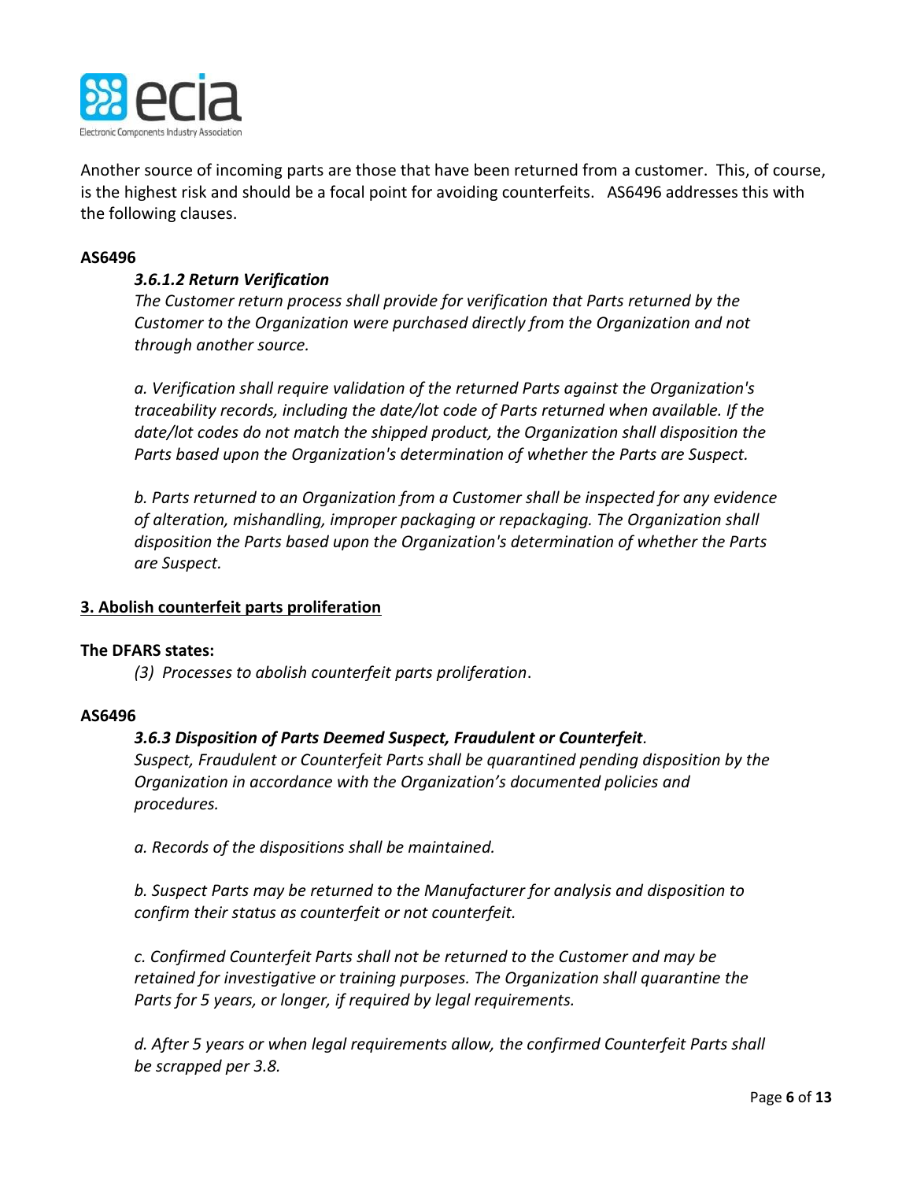Another source of incoming parts are those that have been returned from a customer. This, of course, is the highest risk and should be a focal point for avoiding counterfeits. AS6496 addresses this with the following clauses.

**AS6496**

> ***3.6.1.2 Return Verification***
>
> *The Customer return process shall provide for verification that Parts returned by the Customer to the Organization were purchased directly from the Organization and not through another source.*
>
> *a. Verification shall require validation of the returned Parts against the Organization's traceability records, including the date/lot code of Parts returned when available. If the date/lot codes do not match the shipped product, the Organization shall disposition the Parts based upon the Organization's determination of whether the Parts are Suspect.*
>
> *b. Parts returned to an Organization from a Customer shall be inspected for any evidence of alteration, mishandling, improper packaging or repackaging. The Organization shall disposition the Parts based upon the Organization's determination of whether the Parts are Suspect.*

## 3. Abolish counterfeit parts proliferation

**The DFARS states:**

> *(3) Processes to abolish counterfeit parts proliferation*.

**AS6496**

> ***3.6.3 Disposition of Parts Deemed Suspect, Fraudulent or Counterfeit****.*
>
> *Suspect, Fraudulent or Counterfeit Parts shall be quarantined pending disposition by the Organization in accordance with the Organization's documented policies and procedures.*
>
> *a. Records of the dispositions shall be maintained.*
>
> *b. Suspect Parts may be returned to the Manufacturer for analysis and disposition to confirm their status as counterfeit or not counterfeit.*
>
> *c. Confirmed Counterfeit Parts shall not be returned to the Customer and may be retained for investigative or training purposes. The Organization shall quarantine the Parts for 5 years, or longer, if required by legal requirements.*
>
> *d. After 5 years or when legal requirements allow, the confirmed Counterfeit Parts shall be scrapped per 3.8.*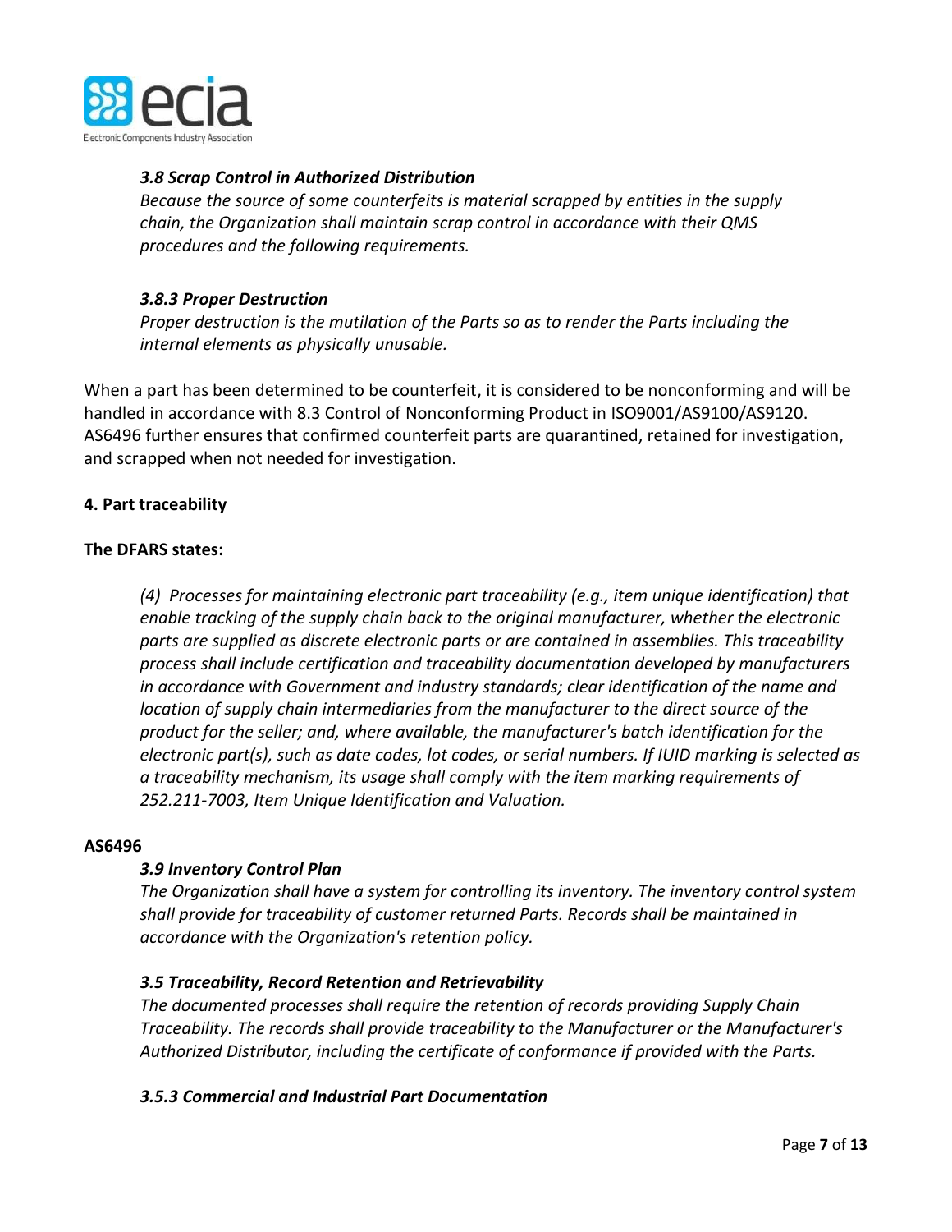***3.8 Scrap Control in Authorized Distribution***

*Because the source of some counterfeits is material scrapped by entities in the supply chain, the Organization shall maintain scrap control in accordance with their QMS procedures and the following requirements.*

***3.8.3 Proper Destruction***

*Proper destruction is the mutilation of the Parts so as to render the Parts including the internal elements as physically unusable.*

When a part has been determined to be counterfeit, it is considered to be nonconforming and will be handled in accordance with 8.3 Control of Nonconforming Product in ISO9001/AS9100/AS9120. AS6496 further ensures that confirmed counterfeit parts are quarantined, retained for investigation, and scrapped when not needed for investigation.

## 4. Part traceability

**The DFARS states:**

*(4) Processes for maintaining electronic part traceability (e.g., item unique identification) that enable tracking of the supply chain back to the original manufacturer, whether the electronic parts are supplied as discrete electronic parts or are contained in assemblies. This traceability process shall include certification and traceability documentation developed by manufacturers in accordance with Government and industry standards; clear identification of the name and location of supply chain intermediaries from the manufacturer to the direct source of the product for the seller; and, where available, the manufacturer's batch identification for the electronic part(s), such as date codes, lot codes, or serial numbers. If IUID marking is selected as a traceability mechanism, its usage shall comply with the item marking requirements of 252.211-7003, Item Unique Identification and Valuation.*

**AS6496**

***3.9 Inventory Control Plan***

*The Organization shall have a system for controlling its inventory. The inventory control system shall provide for traceability of customer returned Parts. Records shall be maintained in accordance with the Organization's retention policy.*

***3.5 Traceability, Record Retention and Retrievability***

*The documented processes shall require the retention of records providing Supply Chain Traceability. The records shall provide traceability to the Manufacturer or the Manufacturer's Authorized Distributor, including the certificate of conformance if provided with the Parts.*

***3.5.3 Commercial and Industrial Part Documentation***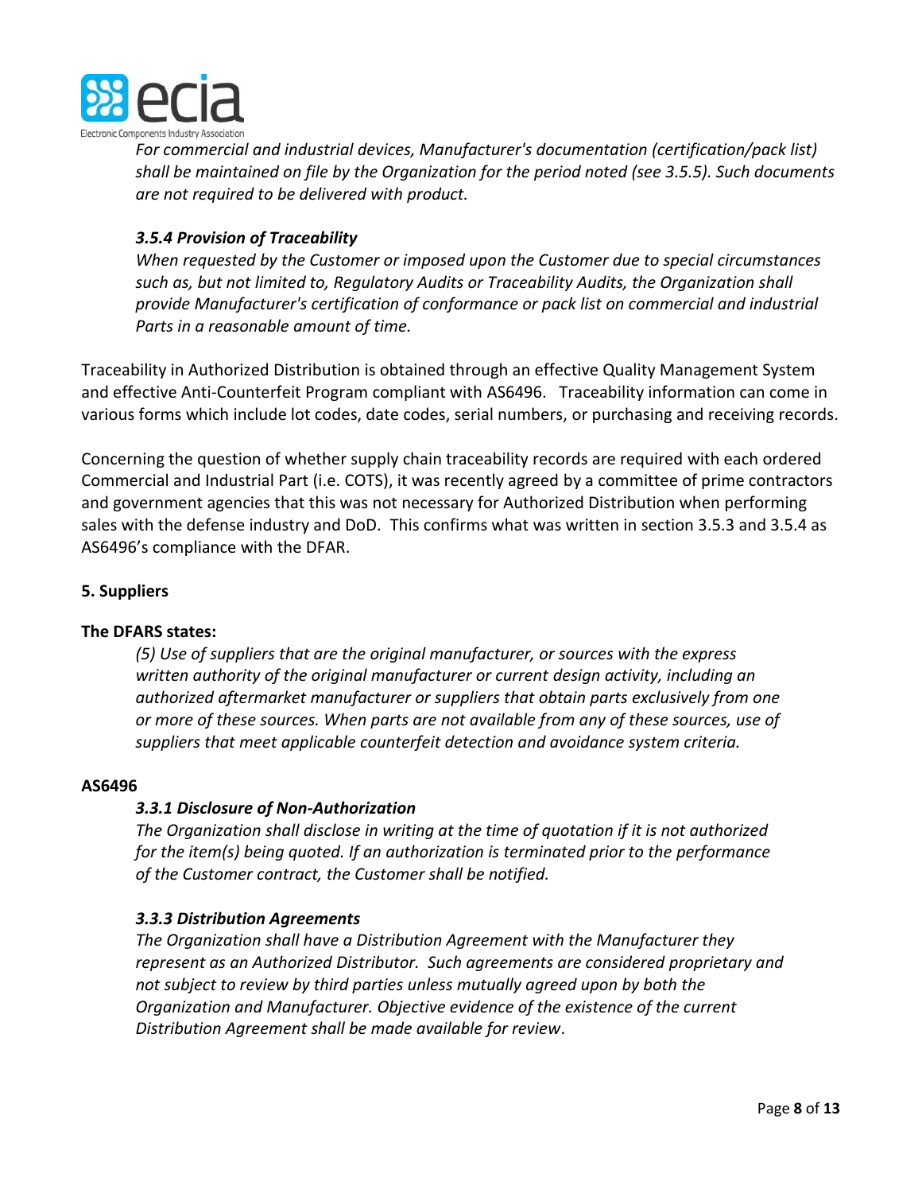*For commercial and industrial devices, Manufacturer's documentation (certification/pack list) shall be maintained on file by the Organization for the period noted (see 3.5.5). Such documents are not required to be delivered with product.*

***3.5.4 Provision of Traceability***

*When requested by the Customer or imposed upon the Customer due to special circumstances such as, but not limited to, Regulatory Audits or Traceability Audits, the Organization shall provide Manufacturer's certification of conformance or pack list on commercial and industrial Parts in a reasonable amount of time.*

Traceability in Authorized Distribution is obtained through an effective Quality Management System and effective Anti-Counterfeit Program compliant with AS6496. Traceability information can come in various forms which include lot codes, date codes, serial numbers, or purchasing and receiving records.

Concerning the question of whether supply chain traceability records are required with each ordered Commercial and Industrial Part (i.e. COTS), it was recently agreed by a committee of prime contractors and government agencies that this was not necessary for Authorized Distribution when performing sales with the defense industry and DoD. This confirms what was written in section 3.5.3 and 3.5.4 as AS6496's compliance with the DFAR.

## 5. Suppliers

**The DFARS states:**

*(5) Use of suppliers that are the original manufacturer, or sources with the express written authority of the original manufacturer or current design activity, including an authorized aftermarket manufacturer or suppliers that obtain parts exclusively from one or more of these sources. When parts are not available from any of these sources, use of suppliers that meet applicable counterfeit detection and avoidance system criteria.*

**AS6496**

***3.3.1 Disclosure of Non-Authorization***

*The Organization shall disclose in writing at the time of quotation if it is not authorized for the item(s) being quoted. If an authorization is terminated prior to the performance of the Customer contract, the Customer shall be notified.*

***3.3.3 Distribution Agreements***

*The Organization shall have a Distribution Agreement with the Manufacturer they represent as an Authorized Distributor. Such agreements are considered proprietary and not subject to review by third parties unless mutually agreed upon by both the Organization and Manufacturer. Objective evidence of the existence of the current Distribution Agreement shall be made available for review*.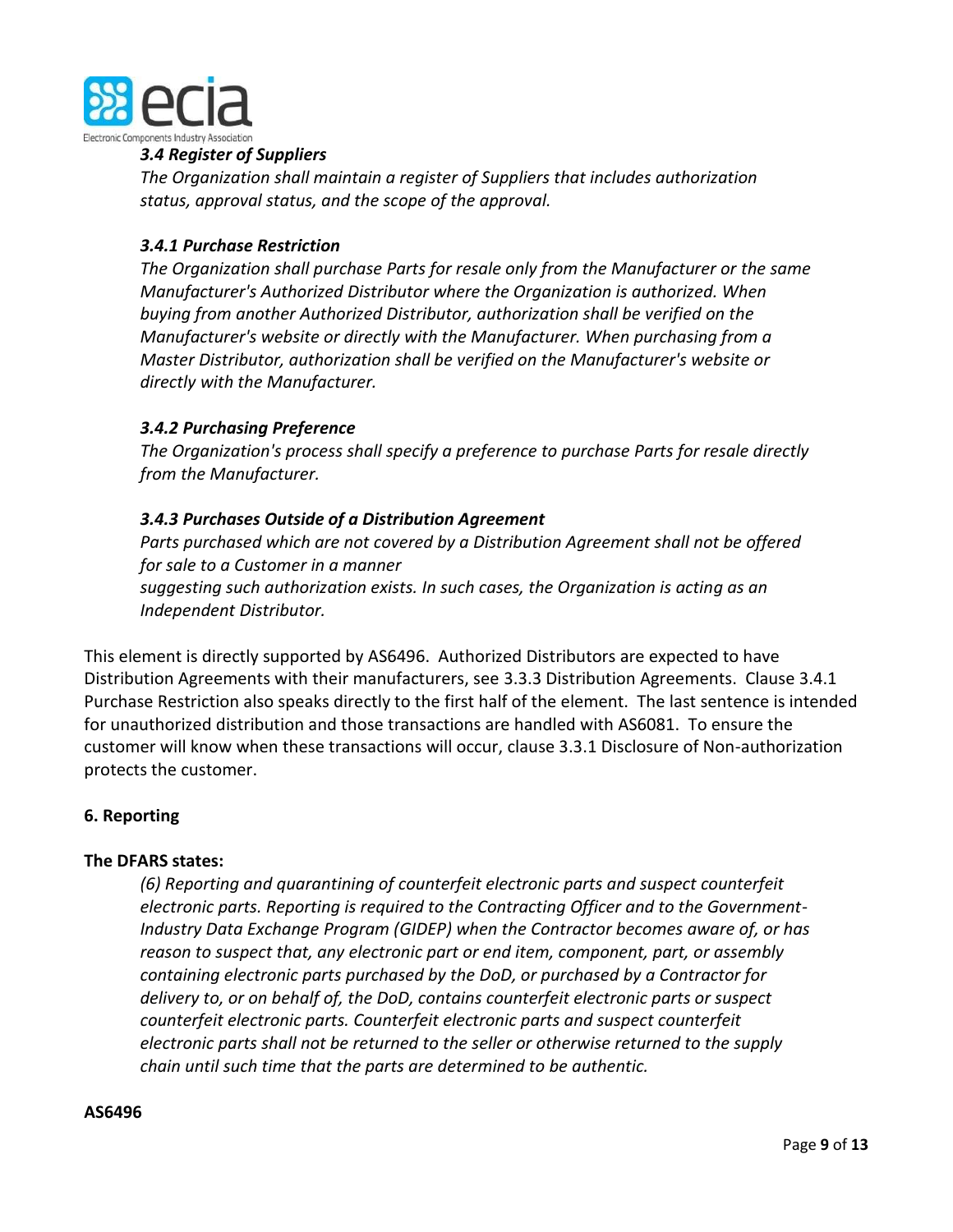*3.4 Register of Suppliers*

*The Organization shall maintain a register of Suppliers that includes authorization status, approval status, and the scope of the approval.*

*3.4.1 Purchase Restriction*

*The Organization shall purchase Parts for resale only from the Manufacturer or the same Manufacturer's Authorized Distributor where the Organization is authorized. When buying from another Authorized Distributor, authorization shall be verified on the Manufacturer's website or directly with the Manufacturer. When purchasing from a Master Distributor, authorization shall be verified on the Manufacturer's website or directly with the Manufacturer.*

*3.4.2 Purchasing Preference*

*The Organization's process shall specify a preference to purchase Parts for resale directly from the Manufacturer.*

*3.4.3 Purchases Outside of a Distribution Agreement*

*Parts purchased which are not covered by a Distribution Agreement shall not be offered for sale to a Customer in a manner suggesting such authorization exists. In such cases, the Organization is acting as an Independent Distributor.*

This element is directly supported by AS6496. Authorized Distributors are expected to have Distribution Agreements with their manufacturers, see 3.3.3 Distribution Agreements. Clause 3.4.1 Purchase Restriction also speaks directly to the first half of the element. The last sentence is intended for unauthorized distribution and those transactions are handled with AS6081. To ensure the customer will know when these transactions will occur, clause 3.3.1 Disclosure of Non-authorization protects the customer.

**6. Reporting**

**The DFARS states:**

*(6) Reporting and quarantining of counterfeit electronic parts and suspect counterfeit electronic parts. Reporting is required to the Contracting Officer and to the Government-Industry Data Exchange Program (GIDEP) when the Contractor becomes aware of, or has reason to suspect that, any electronic part or end item, component, part, or assembly containing electronic parts purchased by the DoD, or purchased by a Contractor for delivery to, or on behalf of, the DoD, contains counterfeit electronic parts or suspect counterfeit electronic parts. Counterfeit electronic parts and suspect counterfeit electronic parts shall not be returned to the seller or otherwise returned to the supply chain until such time that the parts are determined to be authentic.*

**AS6496**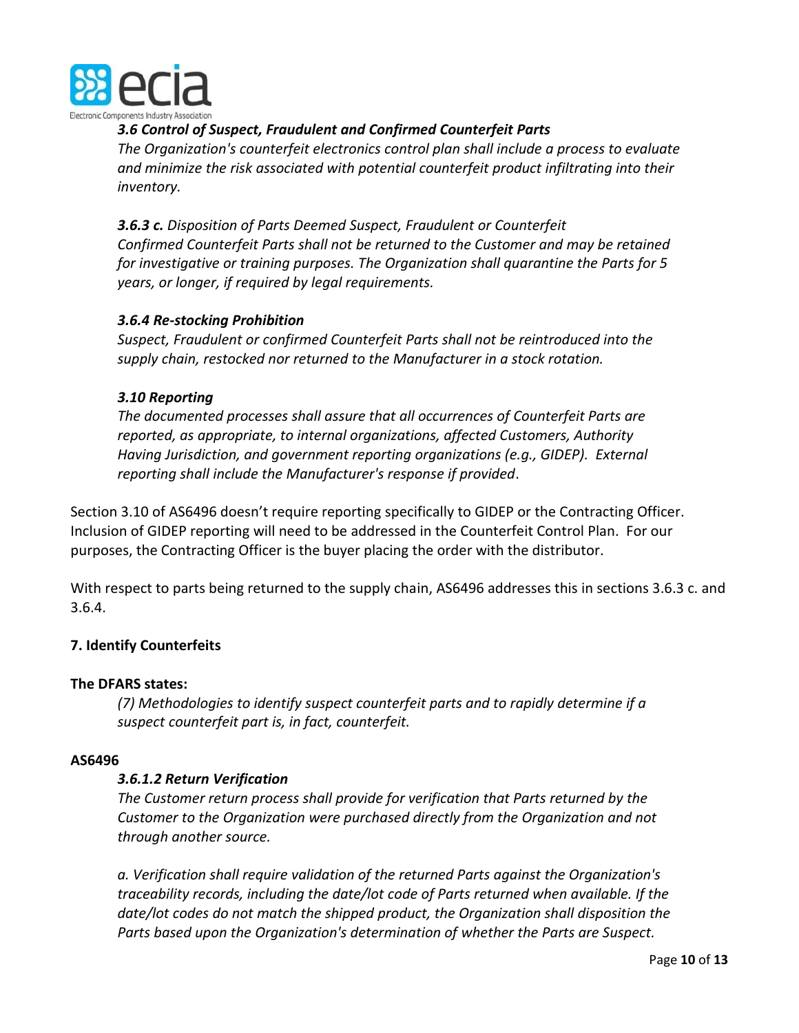*__3.6 Control of Suspect, Fraudulent and Confirmed Counterfeit Parts__*

*The Organization's counterfeit electronics control plan shall include a process to evaluate and minimize the risk associated with potential counterfeit product infiltrating into their inventory.*

***3.6.3 c.*** *Disposition of Parts Deemed Suspect, Fraudulent or Counterfeit*
*Confirmed Counterfeit Parts shall not be returned to the Customer and may be retained for investigative or training purposes. The Organization shall quarantine the Parts for 5 years, or longer, if required by legal requirements.*

***3.6.4 Re-stocking Prohibition***

*Suspect, Fraudulent or confirmed Counterfeit Parts shall not be reintroduced into the supply chain, restocked nor returned to the Manufacturer in a stock rotation.*

***3.10 Reporting***

*The documented processes shall assure that all occurrences of Counterfeit Parts are reported, as appropriate, to internal organizations, affected Customers, Authority Having Jurisdiction, and government reporting organizations (e.g., GIDEP). External reporting shall include the Manufacturer's response if provided*.

Section 3.10 of AS6496 doesn't require reporting specifically to GIDEP or the Contracting Officer. Inclusion of GIDEP reporting will need to be addressed in the Counterfeit Control Plan. For our purposes, the Contracting Officer is the buyer placing the order with the distributor.

With respect to parts being returned to the supply chain, AS6496 addresses this in sections 3.6.3 c. and 3.6.4.

**7. Identify Counterfeits**

**The DFARS states:**

*(7) Methodologies to identify suspect counterfeit parts and to rapidly determine if a suspect counterfeit part is, in fact, counterfeit.*

**AS6496**

***3.6.1.2 Return Verification***

*The Customer return process shall provide for verification that Parts returned by the Customer to the Organization were purchased directly from the Organization and not through another source.*

*a. Verification shall require validation of the returned Parts against the Organization's traceability records, including the date/lot code of Parts returned when available. If the date/lot codes do not match the shipped product, the Organization shall disposition the Parts based upon the Organization's determination of whether the Parts are Suspect.*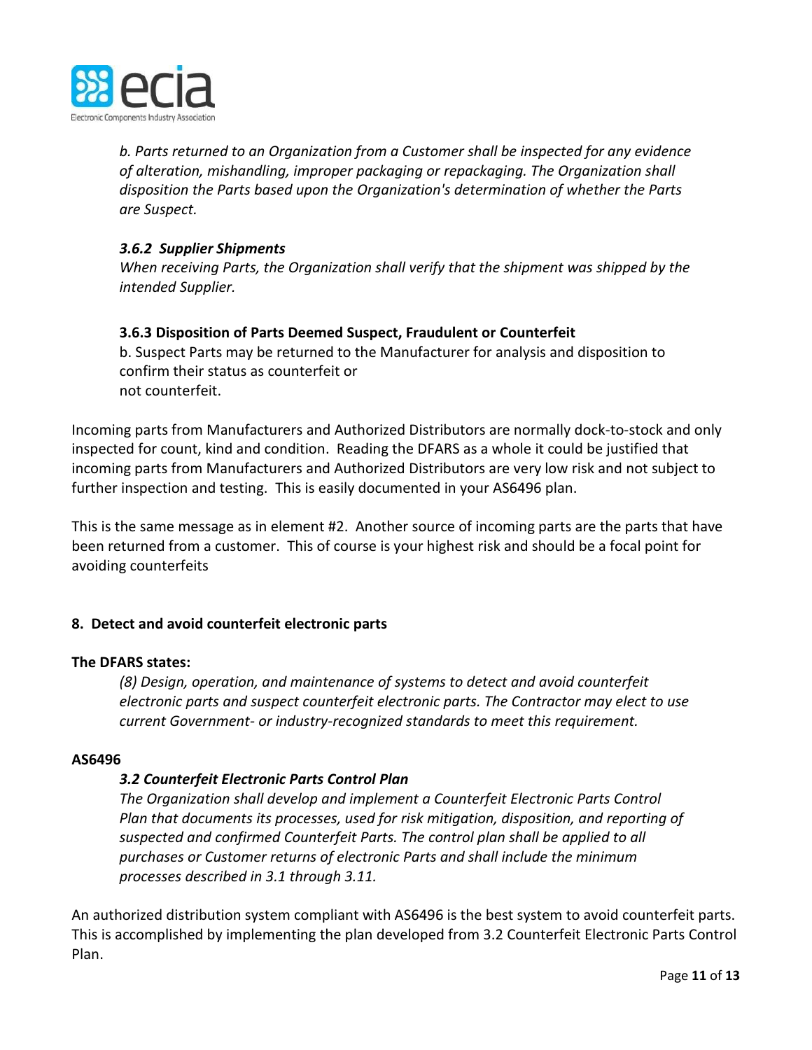*b. Parts returned to an Organization from a Customer shall be inspected for any evidence of alteration, mishandling, improper packaging or repackaging. The Organization shall disposition the Parts based upon the Organization's determination of whether the Parts are Suspect.*

***3.6.2 Supplier Shipments***

*When receiving Parts, the Organization shall verify that the shipment was shipped by the intended Supplier.*

**3.6.3 Disposition of Parts Deemed Suspect, Fraudulent or Counterfeit**

b. Suspect Parts may be returned to the Manufacturer for analysis and disposition to confirm their status as counterfeit or
not counterfeit.

Incoming parts from Manufacturers and Authorized Distributors are normally dock-to-stock and only inspected for count, kind and condition. Reading the DFARS as a whole it could be justified that incoming parts from Manufacturers and Authorized Distributors are very low risk and not subject to further inspection and testing. This is easily documented in your AS6496 plan.

This is the same message as in element #2. Another source of incoming parts are the parts that have been returned from a customer. This of course is your highest risk and should be a focal point for avoiding counterfeits

## 8. Detect and avoid counterfeit electronic parts

**The DFARS states:**

*(8) Design, operation, and maintenance of systems to detect and avoid counterfeit electronic parts and suspect counterfeit electronic parts. The Contractor may elect to use current Government- or industry-recognized standards to meet this requirement.*

**AS6496**

***3.2 Counterfeit Electronic Parts Control Plan***

*The Organization shall develop and implement a Counterfeit Electronic Parts Control Plan that documents its processes, used for risk mitigation, disposition, and reporting of suspected and confirmed Counterfeit Parts. The control plan shall be applied to all purchases or Customer returns of electronic Parts and shall include the minimum processes described in 3.1 through 3.11.*

An authorized distribution system compliant with AS6496 is the best system to avoid counterfeit parts. This is accomplished by implementing the plan developed from 3.2 Counterfeit Electronic Parts Control Plan.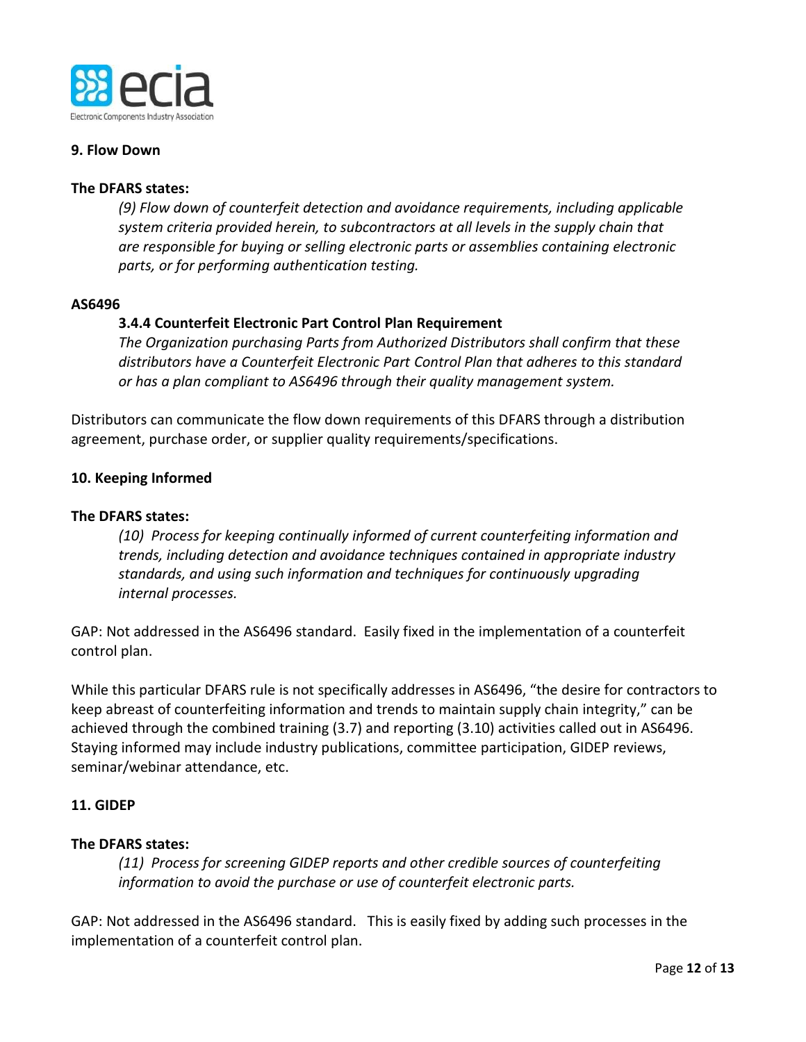**9. Flow Down**

**The DFARS states:**

> *(9) Flow down of counterfeit detection and avoidance requirements, including applicable system criteria provided herein, to subcontractors at all levels in the supply chain that are responsible for buying or selling electronic parts or assemblies containing electronic parts, or for performing authentication testing.*

**AS6496**

> **3.4.4 Counterfeit Electronic Part Control Plan Requirement**
>
> *The Organization purchasing Parts from Authorized Distributors shall confirm that these distributors have a Counterfeit Electronic Part Control Plan that adheres to this standard or has a plan compliant to AS6496 through their quality management system.*

Distributors can communicate the flow down requirements of this DFARS through a distribution agreement, purchase order, or supplier quality requirements/specifications.

**10. Keeping Informed**

**The DFARS states:**

> *(10) Process for keeping continually informed of current counterfeiting information and trends, including detection and avoidance techniques contained in appropriate industry standards, and using such information and techniques for continuously upgrading internal processes.*

GAP: Not addressed in the AS6496 standard. Easily fixed in the implementation of a counterfeit control plan.

While this particular DFARS rule is not specifically addresses in AS6496, "the desire for contractors to keep abreast of counterfeiting information and trends to maintain supply chain integrity," can be achieved through the combined training (3.7) and reporting (3.10) activities called out in AS6496. Staying informed may include industry publications, committee participation, GIDEP reviews, seminar/webinar attendance, etc.

**11. GIDEP**

**The DFARS states:**

> *(11) Process for screening GIDEP reports and other credible sources of counterfeiting information to avoid the purchase or use of counterfeit electronic parts.*

GAP: Not addressed in the AS6496 standard. This is easily fixed by adding such processes in the implementation of a counterfeit control plan.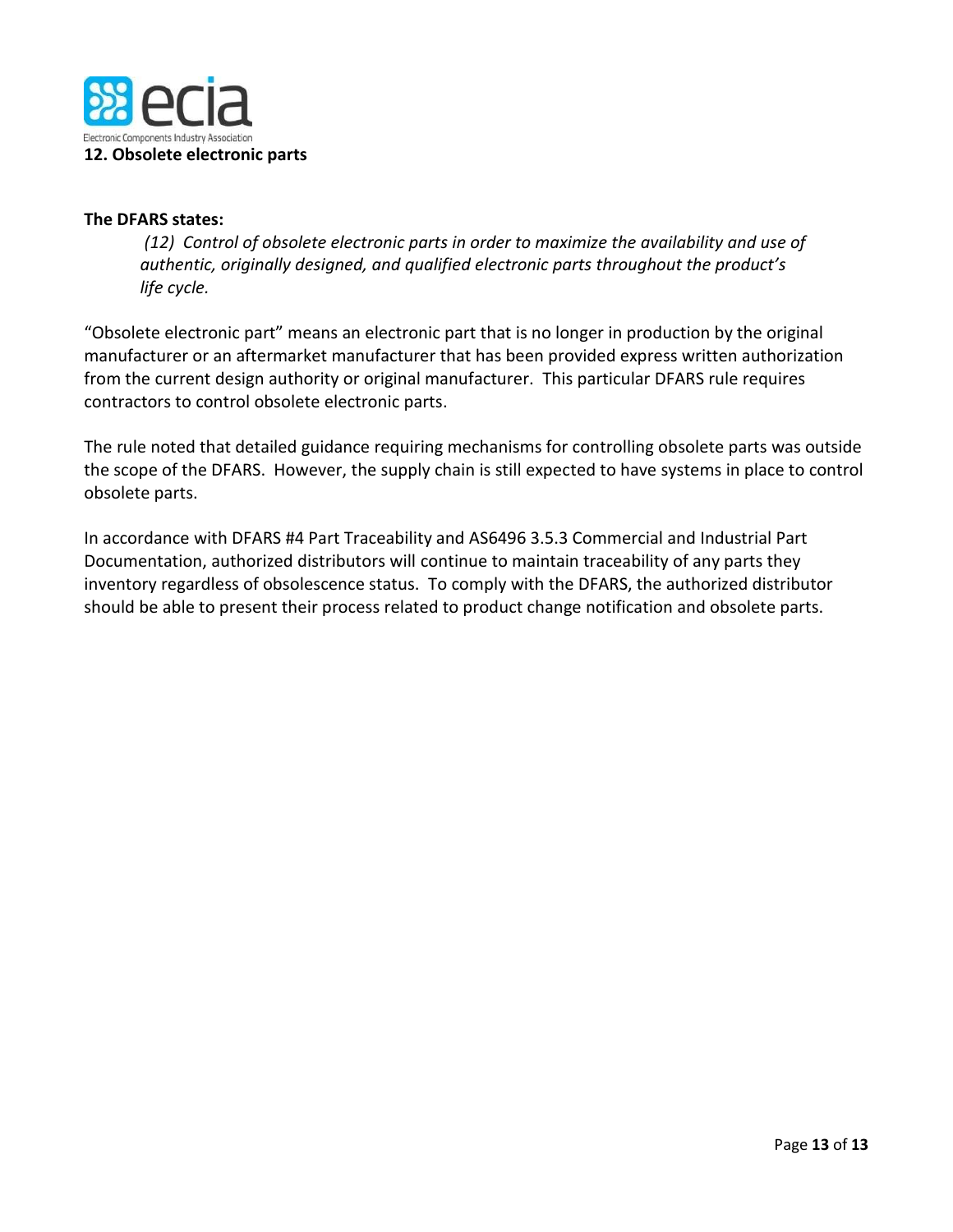## 12. Obsolete electronic parts

**The DFARS states:**

> *(12) Control of obsolete electronic parts in order to maximize the availability and use of authentic, originally designed, and qualified electronic parts throughout the product's life cycle.*

"Obsolete electronic part" means an electronic part that is no longer in production by the original manufacturer or an aftermarket manufacturer that has been provided express written authorization from the current design authority or original manufacturer. This particular DFARS rule requires contractors to control obsolete electronic parts.

The rule noted that detailed guidance requiring mechanisms for controlling obsolete parts was outside the scope of the DFARS. However, the supply chain is still expected to have systems in place to control obsolete parts.

In accordance with DFARS #4 Part Traceability and AS6496 3.5.3 Commercial and Industrial Part Documentation, authorized distributors will continue to maintain traceability of any parts they inventory regardless of obsolescence status. To comply with the DFARS, the authorized distributor should be able to present their process related to product change notification and obsolete parts.